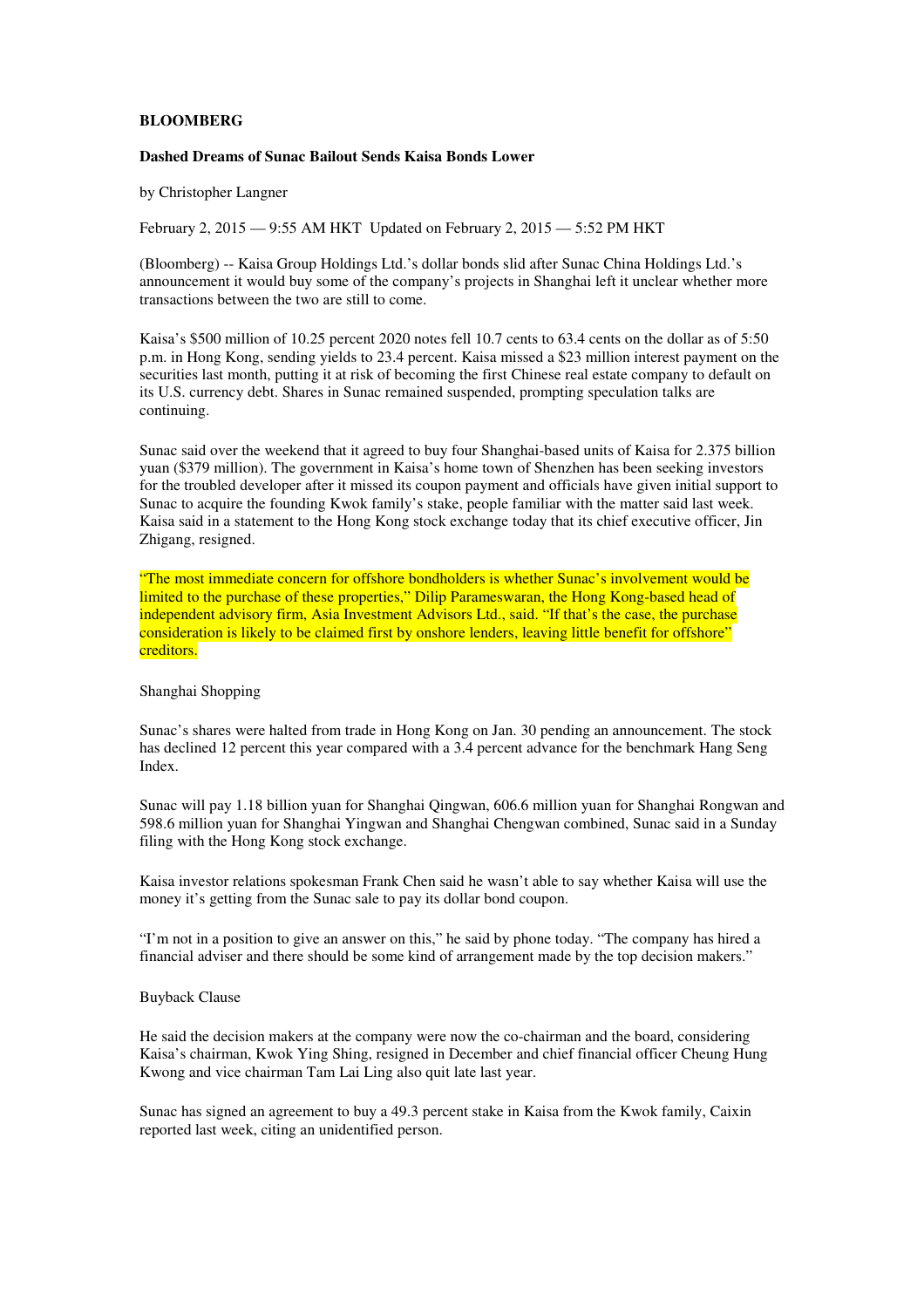**BLOOMBERG**

**Dashed Dreams of Sunac Bailout Sends Kaisa Bonds Lower**

by Christopher Langner

February 2, 2015 — 9:55 AM HKT Updated on February 2, 2015 — 5:52 PM HKT

(Bloomberg) -- Kaisa Group Holdings Ltd.'s dollar bonds slid after Sunac China Holdings Ltd.'s announcement it would buy some of the company's projects in Shanghai left it unclear whether more transactions between the two are still to come.

Kaisa's $500 million of 10.25 percent 2020 notes fell 10.7 cents to 63.4 cents on the dollar as of 5:50 p.m. in Hong Kong, sending yields to 23.4 percent. Kaisa missed a $23 million interest payment on the securities last month, putting it at risk of becoming the first Chinese real estate company to default on its U.S. currency debt. Shares in Sunac remained suspended, prompting speculation talks are continuing.

Sunac said over the weekend that it agreed to buy four Shanghai-based units of Kaisa for 2.375 billion yuan ($379 million). The government in Kaisa's home town of Shenzhen has been seeking investors for the troubled developer after it missed its coupon payment and officials have given initial support to Sunac to acquire the founding Kwok family's stake, people familiar with the matter said last week. Kaisa said in a statement to the Hong Kong stock exchange today that its chief executive officer, Jin Zhigang, resigned.

"The most immediate concern for offshore bondholders is whether Sunac's involvement would be limited to the purchase of these properties," Dilip Parameswaran, the Hong Kong-based head of independent advisory firm, Asia Investment Advisors Ltd., said. "If that's the case, the purchase consideration is likely to be claimed first by onshore lenders, leaving little benefit for offshore" creditors.

Shanghai Shopping

Sunac's shares were halted from trade in Hong Kong on Jan. 30 pending an announcement. The stock has declined 12 percent this year compared with a 3.4 percent advance for the benchmark Hang Seng Index.

Sunac will pay 1.18 billion yuan for Shanghai Qingwan, 606.6 million yuan for Shanghai Rongwan and 598.6 million yuan for Shanghai Yingwan and Shanghai Chengwan combined, Sunac said in a Sunday filing with the Hong Kong stock exchange.

Kaisa investor relations spokesman Frank Chen said he wasn't able to say whether Kaisa will use the money it's getting from the Sunac sale to pay its dollar bond coupon.

"I'm not in a position to give an answer on this," he said by phone today. "The company has hired a financial adviser and there should be some kind of arrangement made by the top decision makers."

Buyback Clause

He said the decision makers at the company were now the co-chairman and the board, considering Kaisa's chairman, Kwok Ying Shing, resigned in December and chief financial officer Cheung Hung Kwong and vice chairman Tam Lai Ling also quit late last year.

Sunac has signed an agreement to buy a 49.3 percent stake in Kaisa from the Kwok family, Caixin reported last week, citing an unidentified person.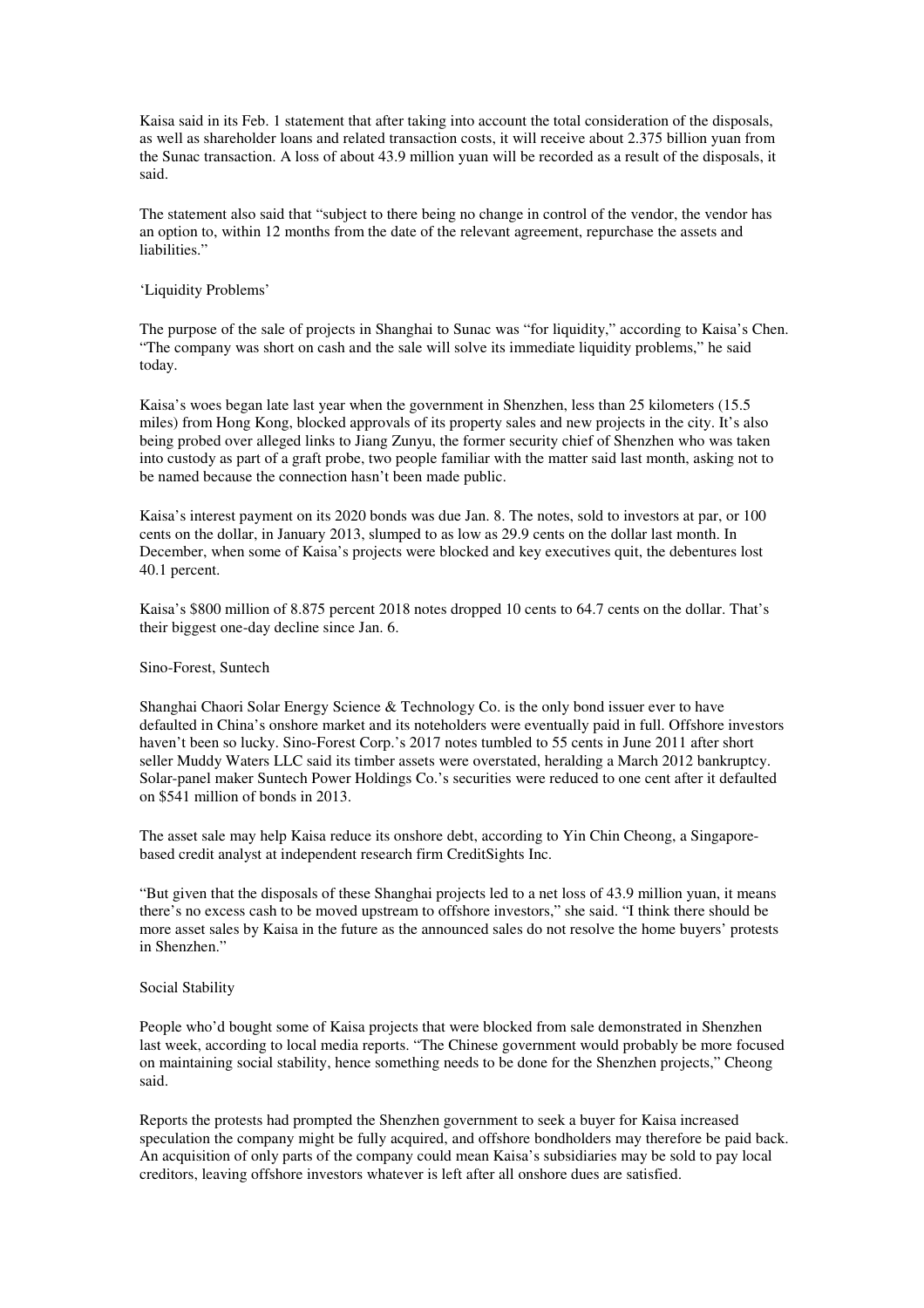Kaisa said in its Feb. 1 statement that after taking into account the total consideration of the disposals, as well as shareholder loans and related transaction costs, it will receive about 2.375 billion yuan from the Sunac transaction. A loss of about 43.9 million yuan will be recorded as a result of the disposals, it said.

The statement also said that "subject to there being no change in control of the vendor, the vendor has an option to, within 12 months from the date of the relevant agreement, repurchase the assets and liabilities."

## 'Liquidity Problems'

The purpose of the sale of projects in Shanghai to Sunac was "for liquidity," according to Kaisa's Chen. "The company was short on cash and the sale will solve its immediate liquidity problems," he said today.

Kaisa's woes began late last year when the government in Shenzhen, less than 25 kilometers (15.5 miles) from Hong Kong, blocked approvals of its property sales and new projects in the city. It's also being probed over alleged links to Jiang Zunyu, the former security chief of Shenzhen who was taken into custody as part of a graft probe, two people familiar with the matter said last month, asking not to be named because the connection hasn't been made public.

Kaisa's interest payment on its 2020 bonds was due Jan. 8. The notes, sold to investors at par, or 100 cents on the dollar, in January 2013, slumped to as low as 29.9 cents on the dollar last month. In December, when some of Kaisa's projects were blocked and key executives quit, the debentures lost 40.1 percent.

Kaisa's $800 million of 8.875 percent 2018 notes dropped 10 cents to 64.7 cents on the dollar. That's their biggest one-day decline since Jan. 6.

## Sino-Forest, Suntech

Shanghai Chaori Solar Energy Science & Technology Co. is the only bond issuer ever to have defaulted in China's onshore market and its noteholders were eventually paid in full. Offshore investors haven't been so lucky. Sino-Forest Corp.'s 2017 notes tumbled to 55 cents in June 2011 after short seller Muddy Waters LLC said its timber assets were overstated, heralding a March 2012 bankruptcy. Solar-panel maker Suntech Power Holdings Co.'s securities were reduced to one cent after it defaulted on $541 million of bonds in 2013.

The asset sale may help Kaisa reduce its onshore debt, according to Yin Chin Cheong, a Singapore-based credit analyst at independent research firm CreditSights Inc.

"But given that the disposals of these Shanghai projects led to a net loss of 43.9 million yuan, it means there's no excess cash to be moved upstream to offshore investors," she said. "I think there should be more asset sales by Kaisa in the future as the announced sales do not resolve the home buyers' protests in Shenzhen."

## Social Stability

People who'd bought some of Kaisa projects that were blocked from sale demonstrated in Shenzhen last week, according to local media reports. "The Chinese government would probably be more focused on maintaining social stability, hence something needs to be done for the Shenzhen projects," Cheong said.

Reports the protests had prompted the Shenzhen government to seek a buyer for Kaisa increased speculation the company might be fully acquired, and offshore bondholders may therefore be paid back. An acquisition of only parts of the company could mean Kaisa's subsidiaries may be sold to pay local creditors, leaving offshore investors whatever is left after all onshore dues are satisfied.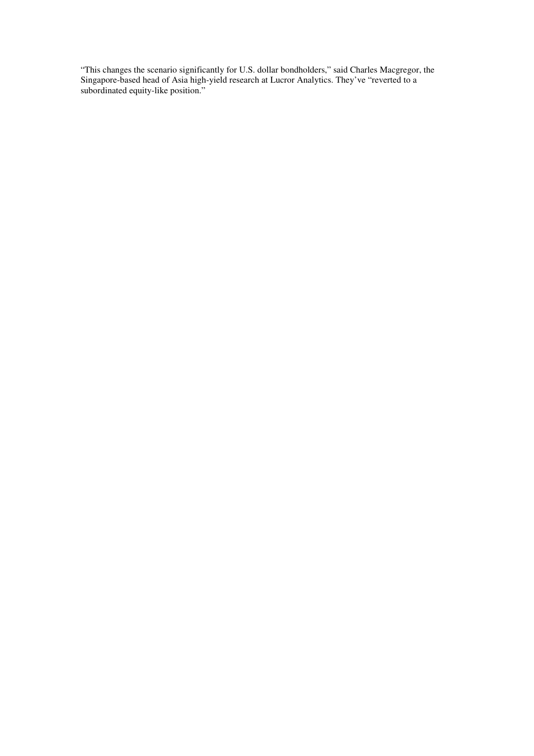"This changes the scenario significantly for U.S. dollar bondholders," said Charles Macgregor, the Singapore-based head of Asia high-yield research at Lucror Analytics. They've "reverted to a subordinated equity-like position."